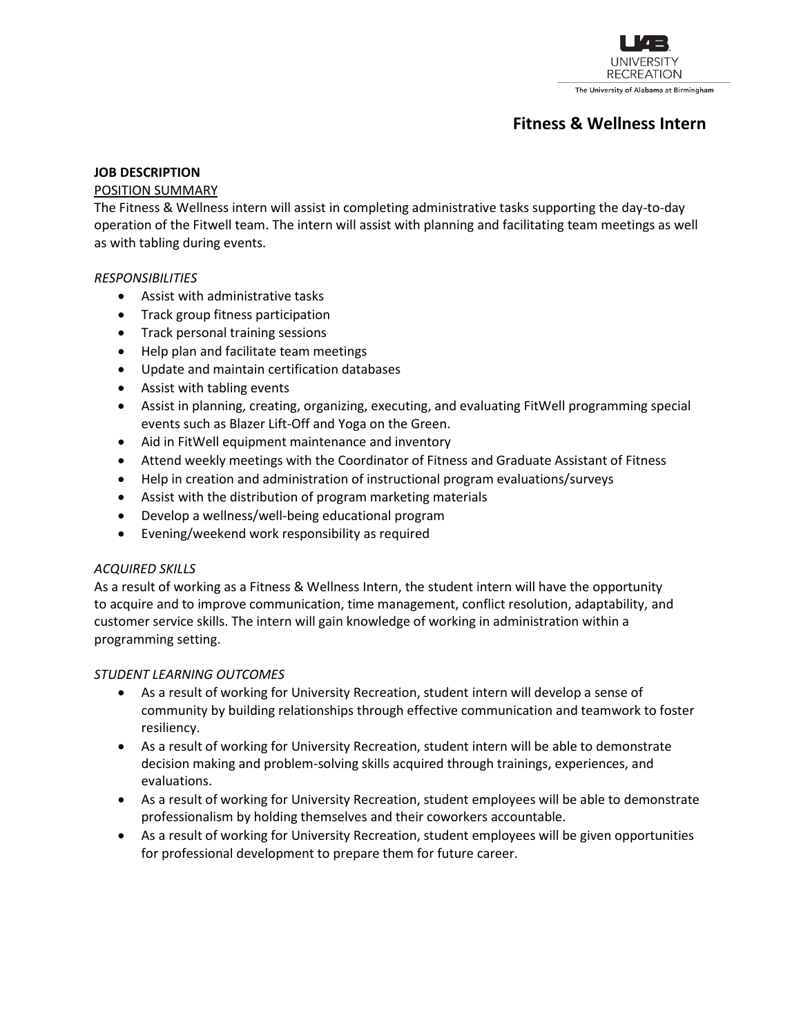UNIVERSITY RECREATION
The University of Alabama at Birmingham

# Fitness & Wellness Intern

**JOB DESCRIPTION**

POSITION SUMMARY

The Fitness & Wellness intern will assist in completing administrative tasks supporting the day-to-day operation of the Fitwell team. The intern will assist with planning and facilitating team meetings as well as with tabling during events.

*RESPONSIBILITIES*

- Assist with administrative tasks
- Track group fitness participation
- Track personal training sessions
- Help plan and facilitate team meetings
- Update and maintain certification databases
- Assist with tabling events
- Assist in planning, creating, organizing, executing, and evaluating FitWell programming special events such as Blazer Lift-Off and Yoga on the Green.
- Aid in FitWell equipment maintenance and inventory
- Attend weekly meetings with the Coordinator of Fitness and Graduate Assistant of Fitness
- Help in creation and administration of instructional program evaluations/surveys
- Assist with the distribution of program marketing materials
- Develop a wellness/well-being educational program
- Evening/weekend work responsibility as required

*ACQUIRED SKILLS*

As a result of working as a Fitness & Wellness Intern, the student intern will have the opportunity to acquire and to improve communication, time management, conflict resolution, adaptability, and customer service skills. The intern will gain knowledge of working in administration within a programming setting.

*STUDENT LEARNING OUTCOMES*

- As a result of working for University Recreation, student intern will develop a sense of community by building relationships through effective communication and teamwork to foster resiliency.
- As a result of working for University Recreation, student intern will be able to demonstrate decision making and problem-solving skills acquired through trainings, experiences, and evaluations.
- As a result of working for University Recreation, student employees will be able to demonstrate professionalism by holding themselves and their coworkers accountable.
- As a result of working for University Recreation, student employees will be given opportunities for professional development to prepare them for future career.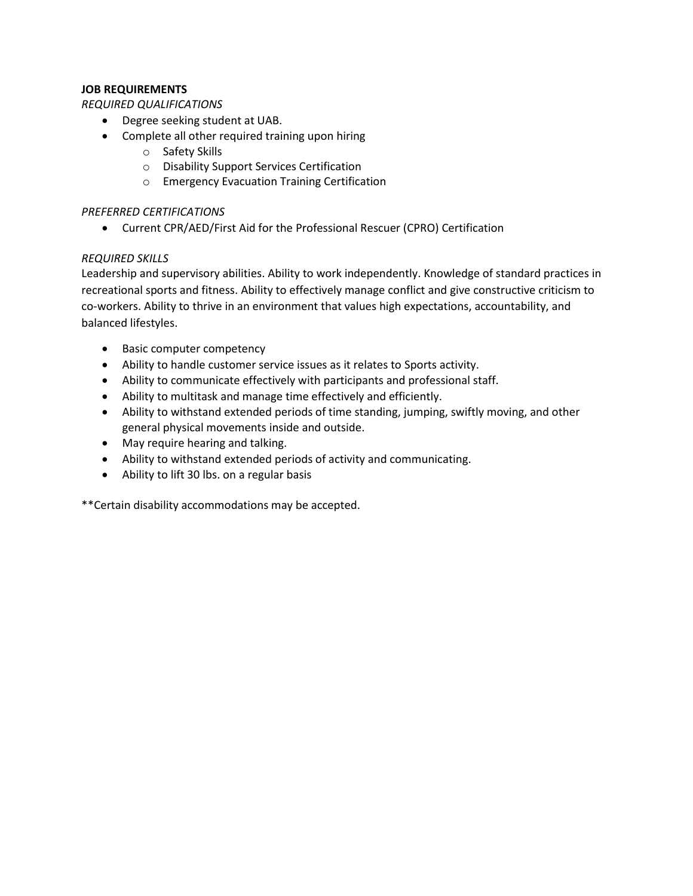**JOB REQUIREMENTS**

*REQUIRED QUALIFICATIONS*

- Degree seeking student at UAB.
- Complete all other required training upon hiring
  - Safety Skills
  - Disability Support Services Certification
  - Emergency Evacuation Training Certification

*PREFERRED CERTIFICATIONS*

- Current CPR/AED/First Aid for the Professional Rescuer (CPRO) Certification

*REQUIRED SKILLS*

Leadership and supervisory abilities. Ability to work independently. Knowledge of standard practices in recreational sports and fitness. Ability to effectively manage conflict and give constructive criticism to co-workers. Ability to thrive in an environment that values high expectations, accountability, and balanced lifestyles.

- Basic computer competency
- Ability to handle customer service issues as it relates to Sports activity.
- Ability to communicate effectively with participants and professional staff.
- Ability to multitask and manage time effectively and efficiently.
- Ability to withstand extended periods of time standing, jumping, swiftly moving, and other general physical movements inside and outside.
- May require hearing and talking.
- Ability to withstand extended periods of activity and communicating.
- Ability to lift 30 lbs. on a regular basis

**Certain disability accommodations may be accepted.